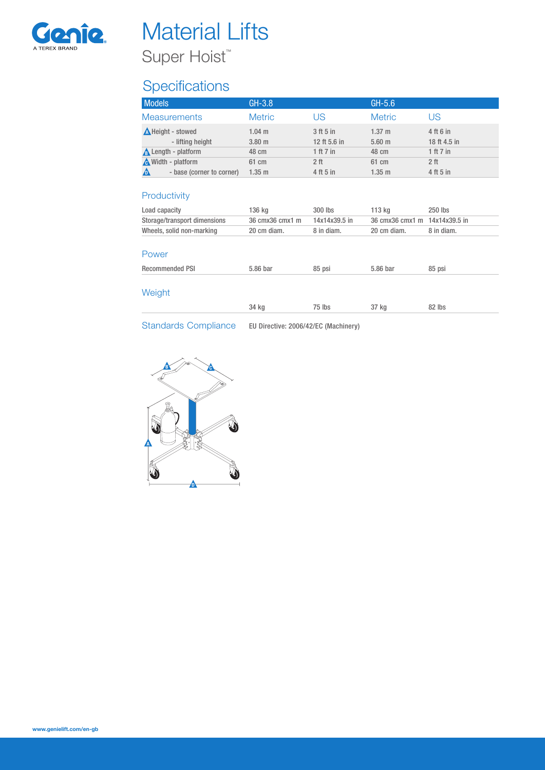# Material Lifts

## Super Hoist™

## Specifications

| Models | GH-3.8 | | GH-5.6 | |
|---|---|---|---|---|
| **Measurements** | **Metric** | **US** | **Metric** | **US** |
| A Height - stowed | 1.04 m | 3 ft 5 in | 1.37 m | 4 ft 6 in |
| - lifting height | 3.80 m | 12 ft 5.6 in | 5.60 m | 18 ft 4.5 in |
| B Length - platform | 48 cm | 1 ft 7 in | 48 cm | 1 ft 7 in |
| C Width - platform | 61 cm | 2 ft | 61 cm | 2 ft |
| D - base (corner to corner) | 1.35 m | 4 ft 5 in | 1.35 m | 4 ft 5 in |
| **Productivity** | | | | |
| Load capacity | 136 kg | 300 lbs | 113 kg | 250 lbs |
| Storage/transport dimensions | 36 cmx36 cmx1 m | 14x14x39.5 in | 36 cmx36 cmx1 m | 14x14x39.5 in |
| Wheels, solid non-marking | 20 cm diam. | 8 in diam. | 20 cm diam. | 8 in diam. |
| **Power** | | | | |
| Recommended PSI | 5.86 bar | 85 psi | 5.86 bar | 85 psi |
| **Weight** | | | | |
| | 34 kg | 75 lbs | 37 kg | 82 lbs |

**Standards Compliance** EU Directive: 2006/42/EC (Machinery)

www.genielift.com/en-gb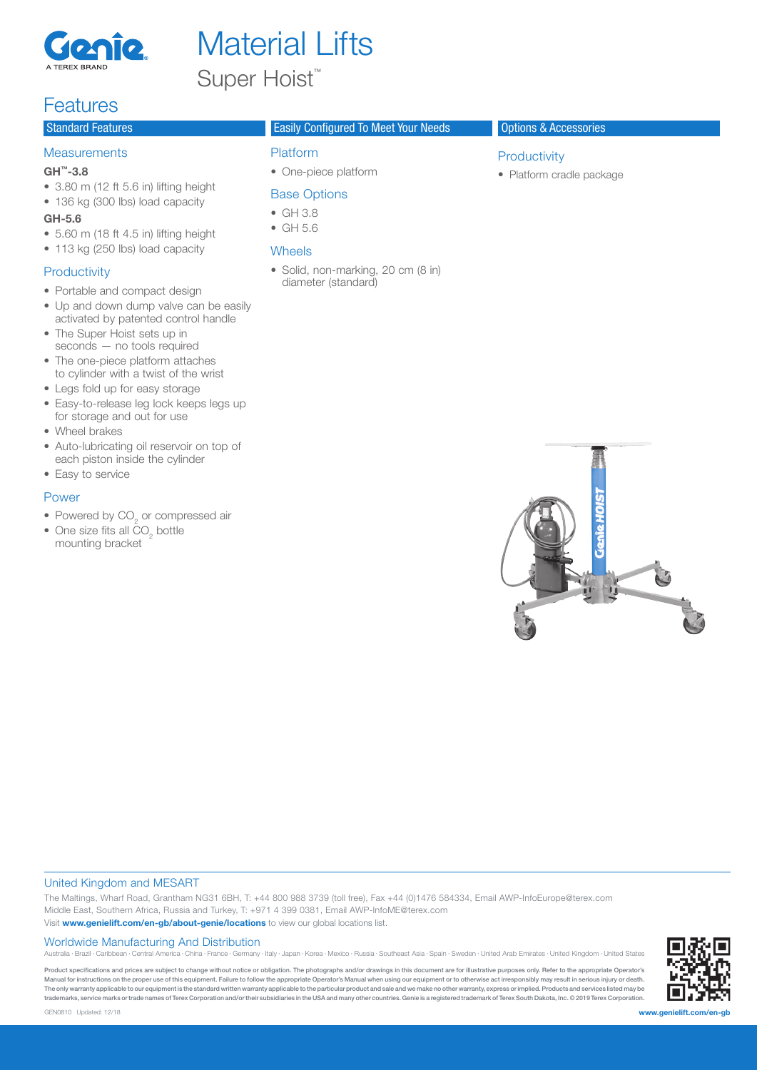# Material Lifts

## Super Hoist™

# Features

## Standard Features

### Measurements

**GH™-3.8**

- 3.80 m (12 ft 5.6 in) lifting height
- 136 kg (300 lbs) load capacity

**GH-5.6**

- 5.60 m (18 ft 4.5 in) lifting height
- 113 kg (250 lbs) load capacity

### Productivity

- Portable and compact design
- Up and down dump valve can be easily activated by patented control handle
- The Super Hoist sets up in seconds — no tools required
- The one-piece platform attaches to cylinder with a twist of the wrist
- Legs fold up for easy storage
- Easy-to-release leg lock keeps legs up for storage and out for use
- Wheel brakes
- Auto-lubricating oil reservoir on top of each piston inside the cylinder
- Easy to service

### Power

- Powered by $CO_2$ or compressed air
- One size fits all $CO_2$ bottle mounting bracket

## Easily Configured To Meet Your Needs

### Platform

- One-piece platform

### Base Options

- GH 3.8
- GH 5.6

### Wheels

- Solid, non-marking, 20 cm (8 in) diameter (standard)

## Options & Accessories

### Productivity

- Platform cradle package

### United Kingdom and MESART

The Maltings, Wharf Road, Grantham NG31 6BH, T: +44 800 988 3739 (toll free), Fax +44 (0)1476 584334, Email AWP-InfoEurope@terex.com
Middle East, Southern Africa, Russia and Turkey, T: +971 4 399 0381, Email AWP-InfoME@terex.com
Visit **www.genielift.com/en-gb/about-genie/locations** to view our global locations list.

### Worldwide Manufacturing And Distribution

Australia · Brazil · Caribbean · Central America · China · France · Germany · Italy · Japan · Korea · Mexico · Russia · Southeast Asia · Spain · Sweden · United Arab Emirates · United Kingdom · United States

Product specifications and prices are subject to change without notice or obligation. The photographs and/or drawings in this document are for illustrative purposes only. Refer to the appropriate Operator's Manual for instructions on the proper use of this equipment. Failure to follow the appropriate Operator's Manual when using our equipment or to otherwise act irresponsibly may result in serious injury or death. The only warranty applicable to our equipment is the standard written warranty applicable to the particular product and sale and we make no other warranty, express or implied. Products and services listed may be trademarks, service marks or trade names of Terex Corporation and/or their subsidiaries in the USA and many other countries. Genie is a registered trademark of Terex South Dakota, Inc. © 2019 Terex Corporation.

GEN0810 Updated: 12/18

**www.genielift.com/en-gb**